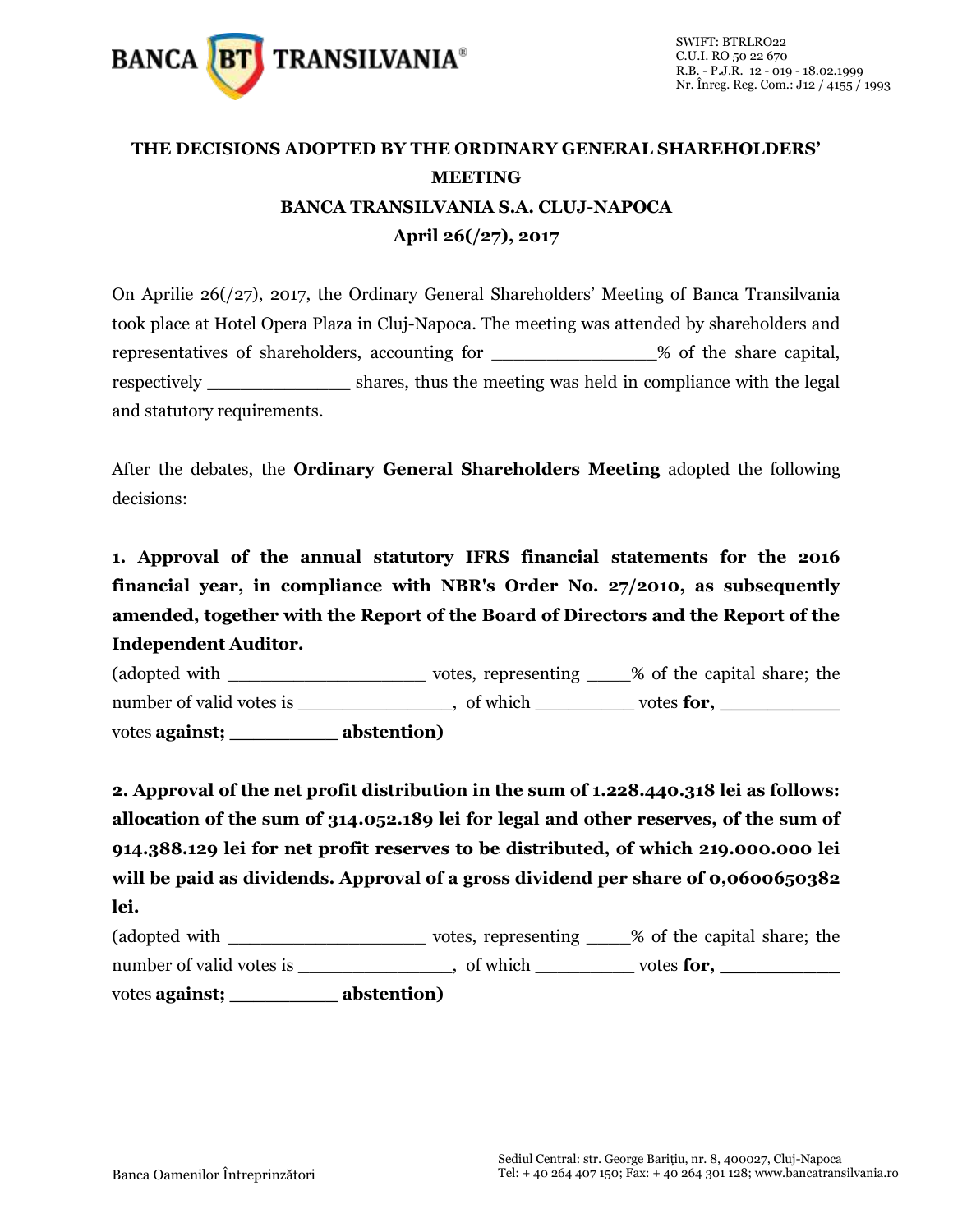# THE DECISIONS ADOPTED BY THE ORDINARY GENERAL SHAREHOLDERS' MEETING
# BANCA TRANSILVANIA S.A. CLUJ-NAPOCA
# April 26(/27), 2017

On Aprilie 26(/27), 2017, the Ordinary General Shareholders' Meeting of Banca Transilvania took place at Hotel Opera Plaza in Cluj-Napoca. The meeting was attended by shareholders and representatives of shareholders, accounting for _______________% of the share capital, respectively _____________ shares, thus the meeting was held in compliance with the legal and statutory requirements.

After the debates, the **Ordinary General Shareholders Meeting** adopted the following decisions:

**1. Approval of the annual statutory IFRS financial statements for the 2016 financial year, in compliance with NBR's Order No. 27/2010, as subsequently amended, together with the Report of the Board of Directors and the Report of the Independent Auditor.**

(adopted with __________________ votes, representing ____% of the capital share; the number of valid votes is ______________, of which _________ votes **for,** ___________ votes **against;** _________ **abstention)**

**2. Approval of the net profit distribution in the sum of 1.228.440.318 lei as follows: allocation of the sum of 314.052.189 lei for legal and other reserves, of the sum of 914.388.129 lei for net profit reserves to be distributed, of which 219.000.000 lei will be paid as dividends. Approval of a gross dividend per share of 0,0600650382 lei.**

(adopted with __________________ votes, representing ____% of the capital share; the number of valid votes is ______________, of which _________ votes **for,** ___________ votes **against;** _________ **abstention)**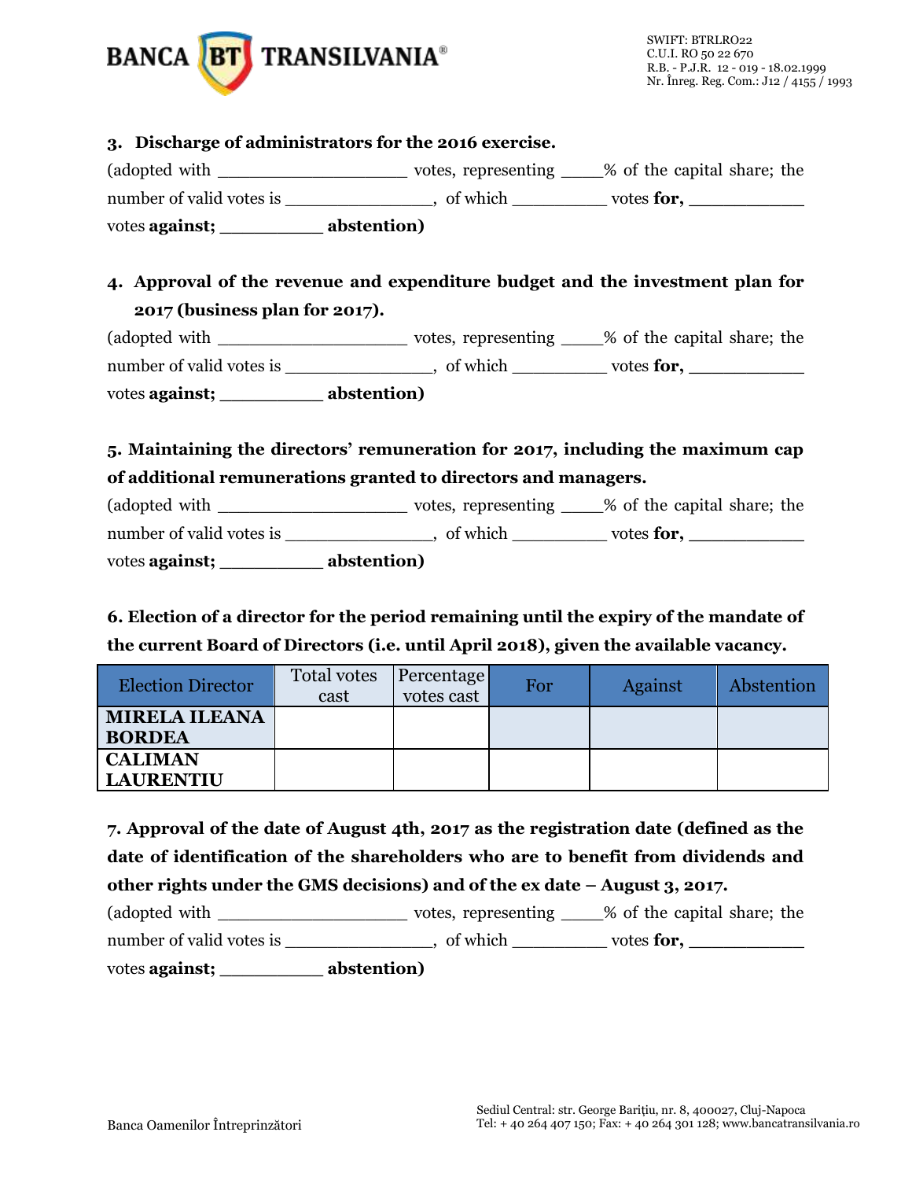**3. Discharge of administrators for the 2016 exercise.**

(adopted with ___________________ votes, representing _____% of the capital share; the number of valid votes is ________________, of which __________ votes **for,** ____________ votes **against;** __________ **abstention)**

**4. Approval of the revenue and expenditure budget and the investment plan for 2017 (business plan for 2017).**

(adopted with ___________________ votes, representing _____% of the capital share; the number of valid votes is ________________, of which __________ votes **for,** ____________ votes **against;** __________ **abstention)**

**5. Maintaining the directors' remuneration for 2017, including the maximum cap of additional remunerations granted to directors and managers.**

(adopted with ___________________ votes, representing _____% of the capital share; the number of valid votes is ________________, of which __________ votes **for,** ____________ votes **against;** __________ **abstention)**

**6. Election of a director for the period remaining until the expiry of the mandate of the current Board of Directors (i.e. until April 2018), given the available vacancy.**

| Election Director | Total votes cast | Percentage votes cast | For | Against | Abstention |
|---|---|---|---|---|---|
| **MIRELA ILEANA BORDEA** | | | | | |
| **CALIMAN LAURENTIU** | | | | | |

**7. Approval of the date of August 4th, 2017 as the registration date (defined as the date of identification of the shareholders who are to benefit from dividends and other rights under the GMS decisions) and of the ex date – August 3, 2017.**

(adopted with ___________________ votes, representing _____% of the capital share; the number of valid votes is ________________, of which __________ votes **for,** ____________ votes **against;** __________ **abstention)**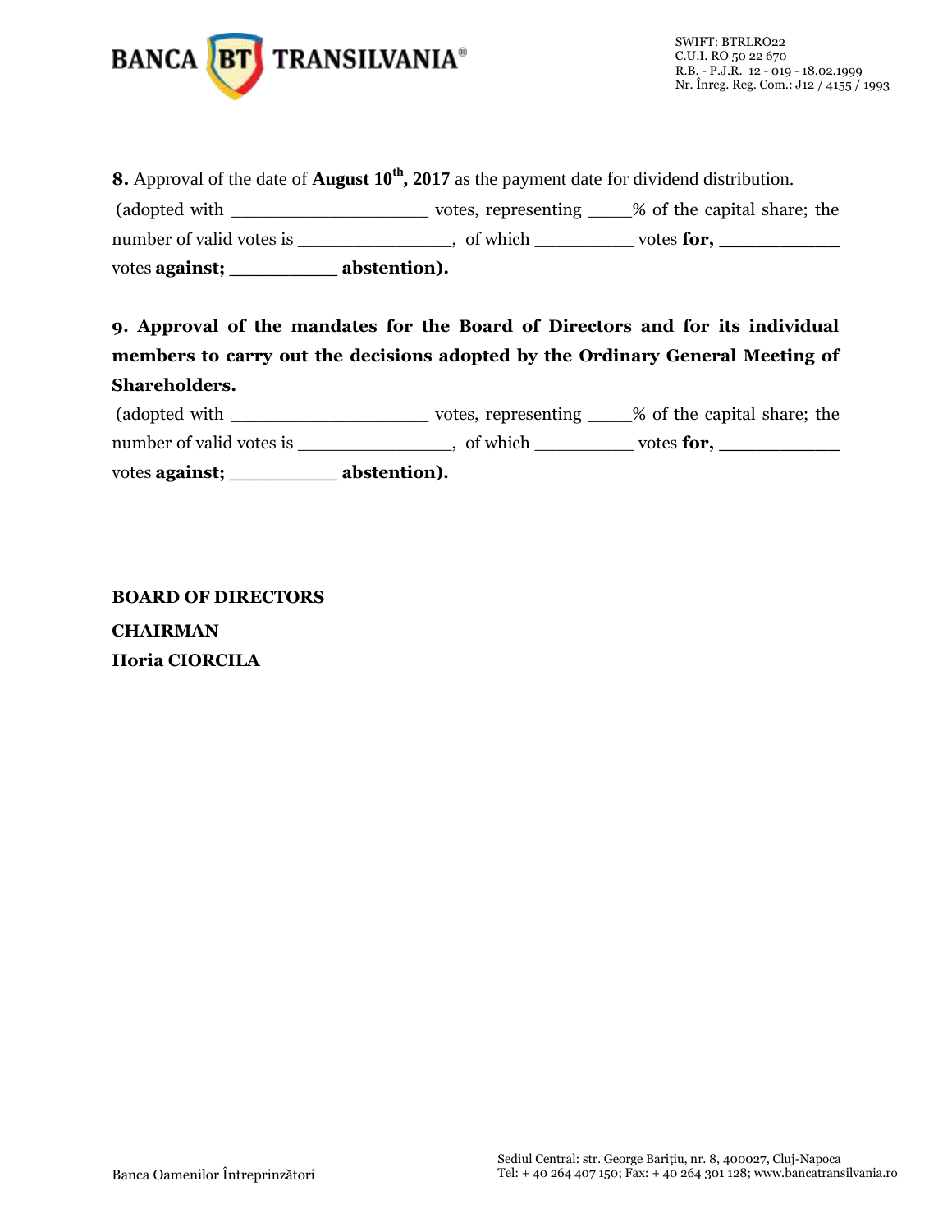**8.** Approval of the date of **August 10th, 2017** as the payment date for dividend distribution.

(adopted with ___________________ votes, representing ____% of the capital share; the number of valid votes is _______________, of which _________ votes **for,** ___________ votes **against;** __________ **abstention).**

**9. Approval of the mandates for the Board of Directors and for its individual members to carry out the decisions adopted by the Ordinary General Meeting of Shareholders.**

(adopted with ___________________ votes, representing ____% of the capital share; the number of valid votes is _______________, of which _________ votes **for,** ___________ votes **against;** __________ **abstention).**

**BOARD OF DIRECTORS**

**CHAIRMAN**

**Horia CIORCILA**